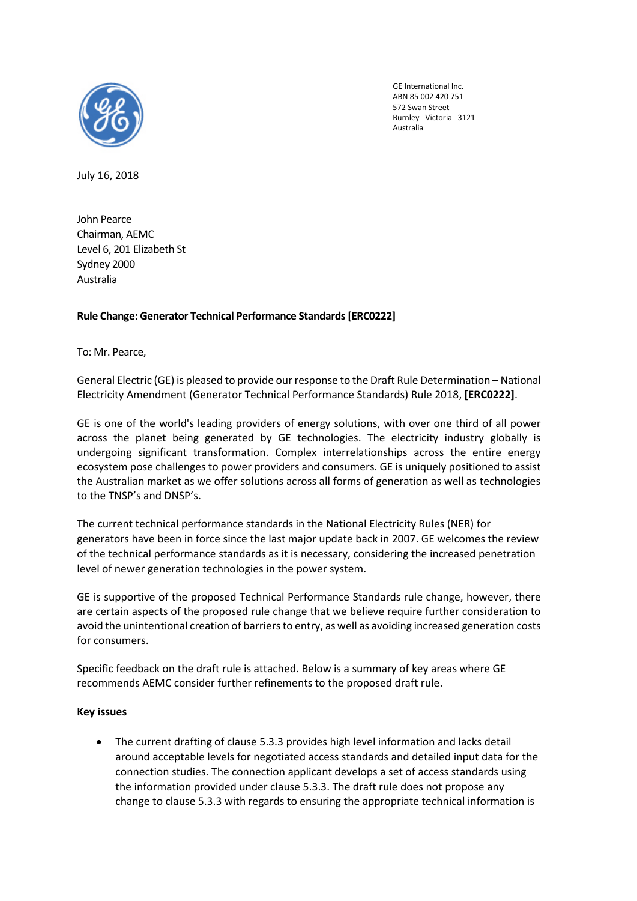GE International Inc.
ABN 85 002 420 751
572 Swan Street
Burnley Victoria 3121
Australia

July 16, 2018

John Pearce
Chairman, AEMC
Level 6, 201 Elizabeth St
Sydney 2000
Australia

**Rule Change: Generator Technical Performance Standards [ERC0222]**

To: Mr. Pearce,

General Electric (GE) is pleased to provide our response to the Draft Rule Determination – National Electricity Amendment (Generator Technical Performance Standards) Rule 2018, **[ERC0222]**.

GE is one of the world's leading providers of energy solutions, with over one third of all power across the planet being generated by GE technologies. The electricity industry globally is undergoing significant transformation. Complex interrelationships across the entire energy ecosystem pose challenges to power providers and consumers. GE is uniquely positioned to assist the Australian market as we offer solutions across all forms of generation as well as technologies to the TNSP's and DNSP's.

The current technical performance standards in the National Electricity Rules (NER) for generators have been in force since the last major update back in 2007. GE welcomes the review of the technical performance standards as it is necessary, considering the increased penetration level of newer generation technologies in the power system.

GE is supportive of the proposed Technical Performance Standards rule change, however, there are certain aspects of the proposed rule change that we believe require further consideration to avoid the unintentional creation of barriers to entry, as well as avoiding increased generation costs for consumers.

Specific feedback on the draft rule is attached. Below is a summary of key areas where GE recommends AEMC consider further refinements to the proposed draft rule.

**Key issues**

- The current drafting of clause 5.3.3 provides high level information and lacks detail around acceptable levels for negotiated access standards and detailed input data for the connection studies. The connection applicant develops a set of access standards using the information provided under clause 5.3.3. The draft rule does not propose any change to clause 5.3.3 with regards to ensuring the appropriate technical information is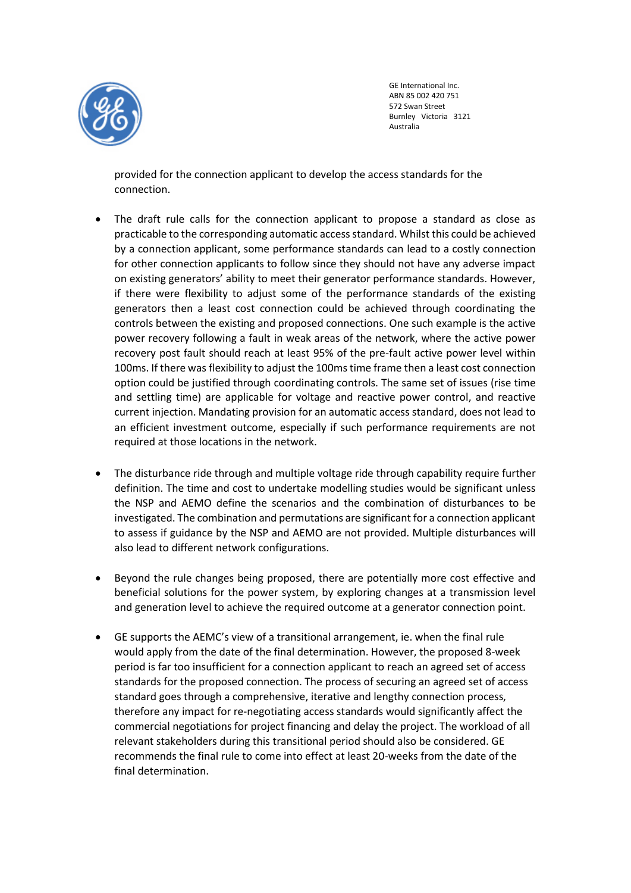provided for the connection applicant to develop the access standards for the connection.

- The draft rule calls for the connection applicant to propose a standard as close as practicable to the corresponding automatic access standard. Whilst this could be achieved by a connection applicant, some performance standards can lead to a costly connection for other connection applicants to follow since they should not have any adverse impact on existing generators' ability to meet their generator performance standards. However, if there were flexibility to adjust some of the performance standards of the existing generators then a least cost connection could be achieved through coordinating the controls between the existing and proposed connections. One such example is the active power recovery following a fault in weak areas of the network, where the active power recovery post fault should reach at least 95% of the pre-fault active power level within 100ms. If there was flexibility to adjust the 100ms time frame then a least cost connection option could be justified through coordinating controls. The same set of issues (rise time and settling time) are applicable for voltage and reactive power control, and reactive current injection. Mandating provision for an automatic access standard, does not lead to an efficient investment outcome, especially if such performance requirements are not required at those locations in the network.

- The disturbance ride through and multiple voltage ride through capability require further definition. The time and cost to undertake modelling studies would be significant unless the NSP and AEMO define the scenarios and the combination of disturbances to be investigated. The combination and permutations are significant for a connection applicant to assess if guidance by the NSP and AEMO are not provided. Multiple disturbances will also lead to different network configurations.

- Beyond the rule changes being proposed, there are potentially more cost effective and beneficial solutions for the power system, by exploring changes at a transmission level and generation level to achieve the required outcome at a generator connection point.

- GE supports the AEMC's view of a transitional arrangement, ie. when the final rule would apply from the date of the final determination. However, the proposed 8-week period is far too insufficient for a connection applicant to reach an agreed set of access standards for the proposed connection. The process of securing an agreed set of access standard goes through a comprehensive, iterative and lengthy connection process, therefore any impact for re-negotiating access standards would significantly affect the commercial negotiations for project financing and delay the project. The workload of all relevant stakeholders during this transitional period should also be considered. GE recommends the final rule to come into effect at least 20-weeks from the date of the final determination.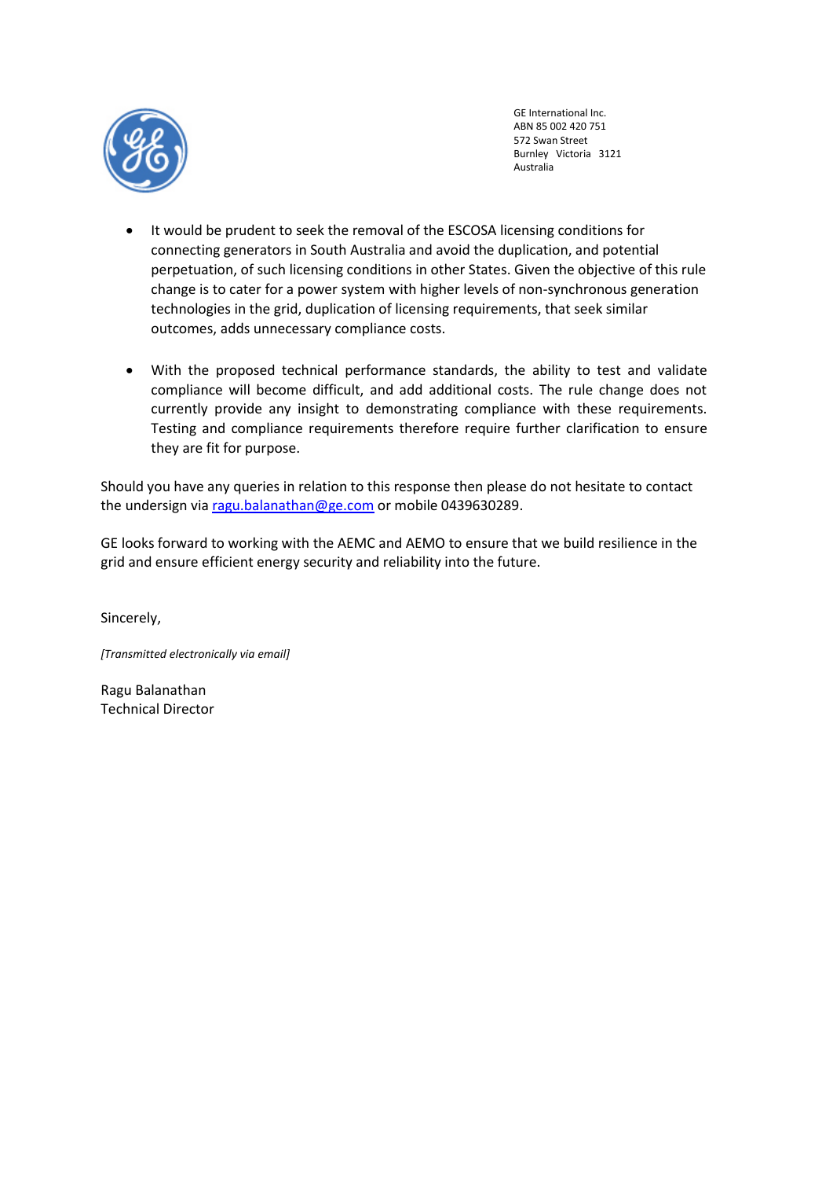GE International Inc.
ABN 85 002 420 751
572 Swan Street
Burnley Victoria 3121
Australia

- It would be prudent to seek the removal of the ESCOSA licensing conditions for connecting generators in South Australia and avoid the duplication, and potential perpetuation, of such licensing conditions in other States. Given the objective of this rule change is to cater for a power system with higher levels of non-synchronous generation technologies in the grid, duplication of licensing requirements, that seek similar outcomes, adds unnecessary compliance costs.

- With the proposed technical performance standards, the ability to test and validate compliance will become difficult, and add additional costs. The rule change does not currently provide any insight to demonstrating compliance with these requirements. Testing and compliance requirements therefore require further clarification to ensure they are fit for purpose.

Should you have any queries in relation to this response then please do not hesitate to contact the undersign via ragu.balanathan@ge.com or mobile 0439630289.

GE looks forward to working with the AEMC and AEMO to ensure that we build resilience in the grid and ensure efficient energy security and reliability into the future.

Sincerely,

*[Transmitted electronically via email]*

Ragu Balanathan
Technical Director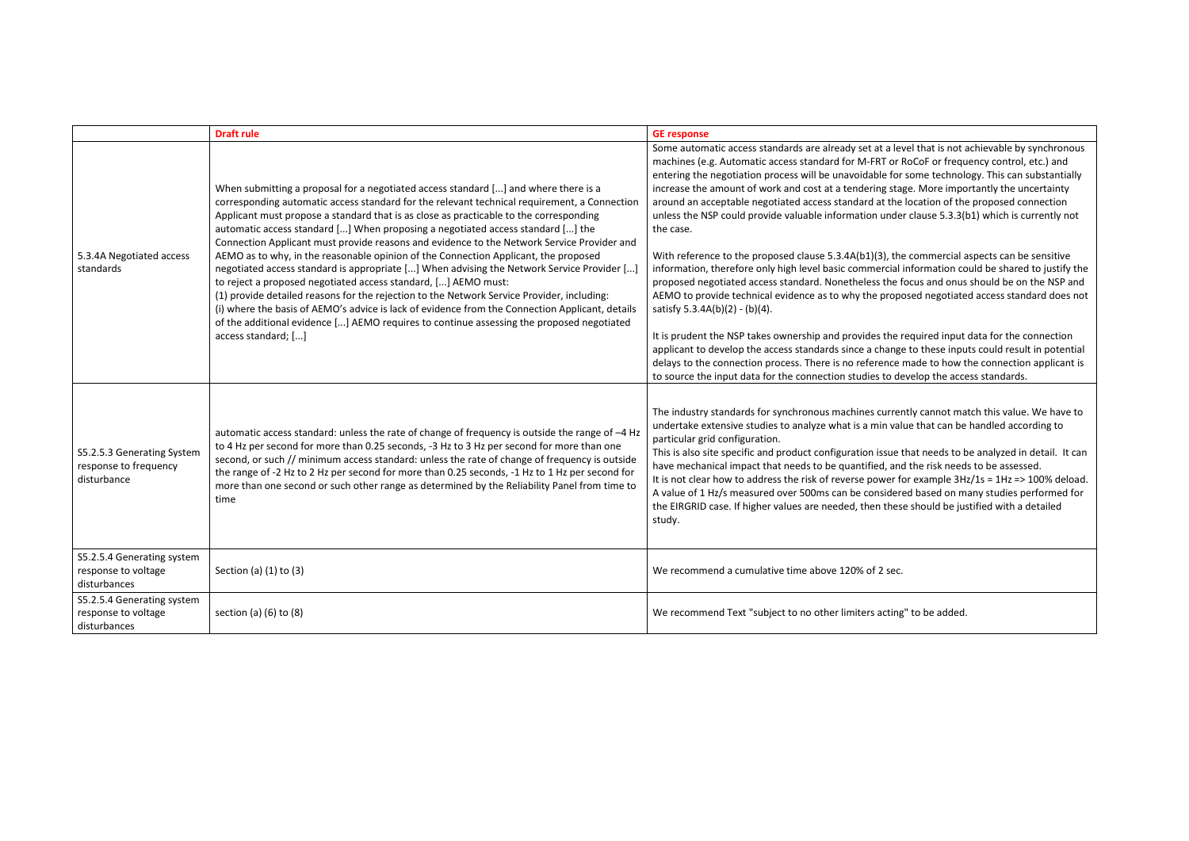| | Draft rule | GE response |
|---|---|---|
| 5.3.4A Negotiated access standards | When submitting a proposal for a negotiated access standard [...] and where there is a corresponding automatic access standard for the relevant technical requirement, a Connection Applicant must propose a standard that is as close as practicable to the corresponding automatic access standard [...] When proposing a negotiated access standard [...] the Connection Applicant must provide reasons and evidence to the Network Service Provider and AEMO as to why, in the reasonable opinion of the Connection Applicant, the proposed negotiated access standard is appropriate [...] When advising the Network Service Provider [...] to reject a proposed negotiated access standard, [...] AEMO must:<br>(1) provide detailed reasons for the rejection to the Network Service Provider, including:<br>(i) where the basis of AEMO's advice is lack of evidence from the Connection Applicant, details of the additional evidence [...] AEMO requires to continue assessing the proposed negotiated access standard; [...] | Some automatic access standards are already set at a level that is not achievable by synchronous machines (e.g. Automatic access standard for M-FRT or RoCoF or frequency control, etc.) and entering the negotiation process will be unavoidable for some technology. This can substantially increase the amount of work and cost at a tendering stage. More importantly the uncertainty around an acceptable negotiated access standard at the location of the proposed connection unless the NSP could provide valuable information under clause 5.3.3(b1) which is currently not the case.<br><br>With reference to the proposed clause 5.3.4A(b1)(3), the commercial aspects can be sensitive information, therefore only high level basic commercial information could be shared to justify the proposed negotiated access standard. Nonetheless the focus and onus should be on the NSP and AEMO to provide technical evidence as to why the proposed negotiated access standard does not satisfy 5.3.4A(b)(2) - (b)(4).<br><br>It is prudent the NSP takes ownership and provides the required input data for the connection applicant to develop the access standards since a change to these inputs could result in potential delays to the connection process. There is no reference made to how the connection applicant is to source the input data for the connection studies to develop the access standards. |
| S5.2.5.3 Generating System response to frequency disturbance | automatic access standard: unless the rate of change of frequency is outside the range of –4 Hz to 4 Hz per second for more than 0.25 seconds, -3 Hz to 3 Hz per second for more than one second, or such // minimum access standard: unless the rate of change of frequency is outside the range of -2 Hz to 2 Hz per second for more than 0.25 seconds, -1 Hz to 1 Hz per second for more than one second or such other range as determined by the Reliability Panel from time to time | The industry standards for synchronous machines currently cannot match this value. We have to undertake extensive studies to analyze what is a min value that can be handled according to particular grid configuration.<br>This is also site specific and product configuration issue that needs to be analyzed in detail. It can have mechanical impact that needs to be quantified, and the risk needs to be assessed.<br>It is not clear how to address the risk of reverse power for example 3Hz/1s = 1Hz => 100% deload. A value of 1 Hz/s measured over 500ms can be considered based on many studies performed for the EIRGRID case. If higher values are needed, then these should be justified with a detailed study. |
| S5.2.5.4 Generating system response to voltage disturbances | Section (a) (1) to (3) | We recommend a cumulative time above 120% of 2 sec. |
| S5.2.5.4 Generating system response to voltage disturbances | section (a) (6) to (8) | We recommend Text "subject to no other limiters acting" to be added. |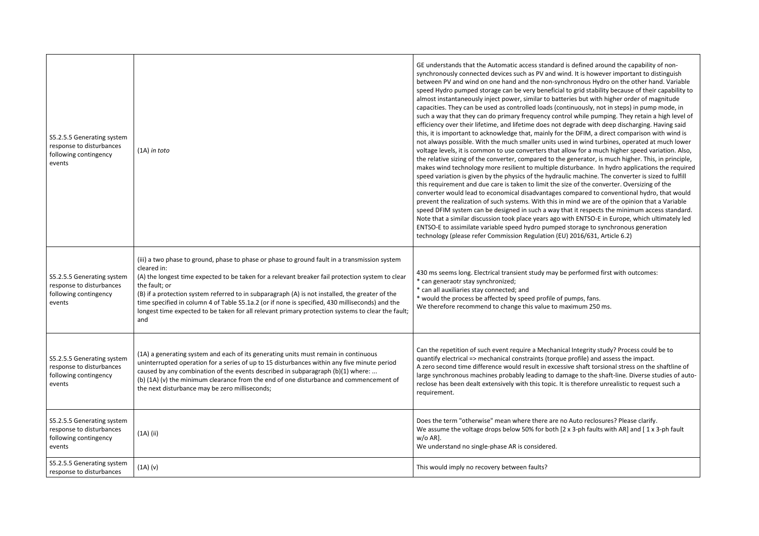| | | |
|---|---|---|
| S5.2.5.5 Generating system response to disturbances following contingency events | (1A) *in toto* | GE understands that the Automatic access standard is defined around the capability of non-synchronously connected devices such as PV and wind. It is however important to distinguish between PV and wind on one hand and the non-synchronous Hydro on the other hand. Variable speed Hydro pumped storage can be very beneficial to grid stability because of their capability to almost instantaneously inject power, similar to batteries but with higher order of magnitude capacities. They can be used as controlled loads (continuously, not in steps) in pump mode, in such a way that they can do primary frequency control while pumping. They retain a high level of efficiency over their lifetime, and lifetime does not degrade with deep discharging. Having said this, it is important to acknowledge that, mainly for the DFIM, a direct comparison with wind is not always possible. With the much smaller units used in wind turbines, operated at much lower voltage levels, it is common to use converters that allow for a much higher speed variation. Also, the relative sizing of the converter, compared to the generator, is much higher. This, in principle, makes wind technology more resilient to multiple disturbance. In hydro applications the required speed variation is given by the physics of the hydraulic machine. The converter is sized to fulfill this requirement and due care is taken to limit the size of the converter. Oversizing of the converter would lead to economical disadvantages compared to conventional hydro, that would prevent the realization of such systems. With this in mind we are of the opinion that a Variable speed DFIM system can be designed in such a way that it respects the minimum access standard. Note that a similar discussion took place years ago with ENTSO-E in Europe, which ultimately led ENTSO-E to assimilate variable speed hydro pumped storage to synchronous generation technology (please refer Commission Regulation (EU) 2016/631, Article 6.2) |
| S5.2.5.5 Generating system response to disturbances following contingency events | (iii) a two phase to ground, phase to phase or phase to ground fault in a transmission system cleared in:<br>(A) the longest time expected to be taken for a relevant breaker fail protection system to clear the fault; or<br>(B) if a protection system referred to in subparagraph (A) is not installed, the greater of the time specified in column 4 of Table S5.1a.2 (or if none is specified, 430 milliseconds) and the longest time expected to be taken for all relevant primary protection systems to clear the fault; and | 430 ms seems long. Electrical transient study may be performed first with outcomes:<br>* can generaotr stay synchronized;<br>* can all auxiliaries stay connected; and<br>* would the process be affected by speed profile of pumps, fans.<br>We therefore recommend to change this value to maximum 250 ms. |
| S5.2.5.5 Generating system response to disturbances following contingency events | (1A) a generating system and each of its generating units must remain in continuous uninterrupted operation for a series of up to 15 disturbances within any five minute period caused by any combination of the events described in subparagraph (b)(1) where: ...<br>(b) (1A) (v) the minimum clearance from the end of one disturbance and commencement of the next disturbance may be zero milliseconds; | Can the repetition of such event require a Mechanical Integrity study? Process could be to quantify electrical => mechanical constraints (torque profile) and assess the impact.<br>A zero second time difference would result in excessive shaft torsional stress on the shaftline of large synchronous machines probably leading to damage to the shaft-line. Diverse studies of auto-reclose has been dealt extensively with this topic. It is therefore unrealistic to request such a requirement. |
| S5.2.5.5 Generating system response to disturbances following contingency events | (1A) (ii) | Does the term "otherwise" mean where there are no Auto reclosures? Please clarify.<br>We assume the voltage drops below 50% for both [2 x 3-ph faults with AR] and [ 1 x 3-ph fault w/o AR].<br>We understand no single-phase AR is considered. |
| S5.2.5.5 Generating system response to disturbances | (1A) (v) | This would imply no recovery between faults? |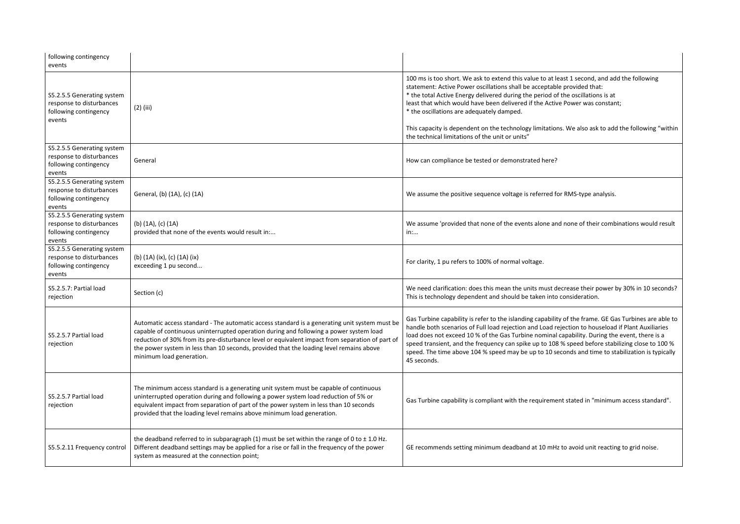| | | |
|---|---|---|
| following contingency events | | |
| S5.2.5.5 Generating system response to disturbances following contingency events | (2) (iii) | 100 ms is too short. We ask to extend this value to at least 1 second, and add the following statement: Active Power oscillations shall be acceptable provided that:<br>* the total Active Energy delivered during the period of the oscillations is at least that which would have been delivered if the Active Power was constant;<br>* the oscillations are adequately damped.<br><br>This capacity is dependent on the technology limitations. We also ask to add the following "within the technical limitations of the unit or units" |
| S5.2.5.5 Generating system response to disturbances following contingency events | General | How can compliance be tested or demonstrated here? |
| S5.2.5.5 Generating system response to disturbances following contingency events | General, (b) (1A), (c) (1A) | We assume the positive sequence voltage is referred for RMS-type analysis. |
| S5.2.5.5 Generating system response to disturbances following contingency events | (b) (1A), (c) (1A)<br>provided that none of the events would result in:... | We assume 'provided that none of the events alone and none of their combinations would result in:... |
| S5.2.5.5 Generating system response to disturbances following contingency events | (b) (1A) (ix), (c) (1A) (ix)<br>exceeding 1 pu second... | For clarity, 1 pu refers to 100% of normal voltage. |
| S5.2.5.7: Partial load rejection | Section (c) | We need clarification: does this mean the units must decrease their power by 30% in 10 seconds? This is technology dependent and should be taken into consideration. |
| S5.2.5.7 Partial load rejection | Automatic access standard - The automatic access standard is a generating unit system must be capable of continuous uninterrupted operation during and following a power system load reduction of 30% from its pre-disturbance level or equivalent impact from separation of part of the power system in less than 10 seconds, provided that the loading level remains above minimum load generation. | Gas Turbine capability is refer to the islanding capability of the frame. GE Gas Turbines are able to handle both scenarios of Full load rejection and Load rejection to houseload if Plant Auxiliaries load does not exceed 10 % of the Gas Turbine nominal capability. During the event, there is a speed transient, and the frequency can spike up to 108 % speed before stabilizing close to 100 % speed. The time above 104 % speed may be up to 10 seconds and time to stabilization is typically 45 seconds. |
| S5.2.5.7 Partial load rejection | The minimum access standard is a generating unit system must be capable of continuous uninterrupted operation during and following a power system load reduction of 5% or equivalent impact from separation of part of the power system in less than 10 seconds provided that the loading level remains above minimum load generation. | Gas Turbine capability is compliant with the requirement stated in "minimum access standard". |
| S5.5.2.11 Frequency control | the deadband referred to in subparagraph (1) must be set within the range of 0 to ± 1.0 Hz. Different deadband settings may be applied for a rise or fall in the frequency of the power system as measured at the connection point; | GE recommends setting minimum deadband at 10 mHz to avoid unit reacting to grid noise. |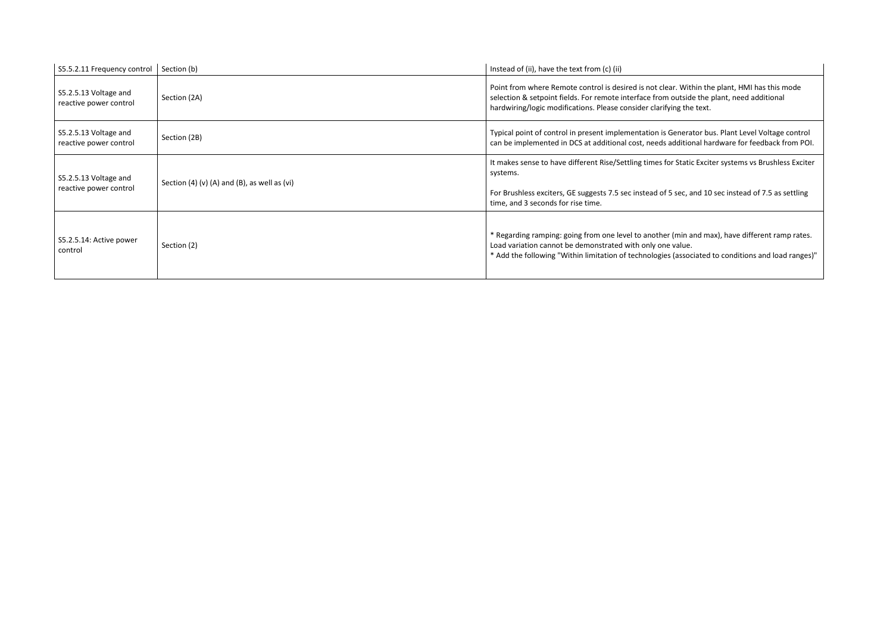| | | |
|---|---|---|
| S5.5.2.11 Frequency control | Section (b) | Instead of (ii), have the text from (c) (ii) |
| S5.2.5.13 Voltage and reactive power control | Section (2A) | Point from where Remote control is desired is not clear. Within the plant, HMI has this mode selection & setpoint fields. For remote interface from outside the plant, need additional hardwiring/logic modifications. Please consider clarifying the text. |
| S5.2.5.13 Voltage and reactive power control | Section (2B) | Typical point of control in present implementation is Generator bus. Plant Level Voltage control can be implemented in DCS at additional cost, needs additional hardware for feedback from POI. |
| S5.2.5.13 Voltage and reactive power control | Section (4) (v) (A) and (B), as well as (vi) | It makes sense to have different Rise/Settling times for Static Exciter systems vs Brushless Exciter systems.<br><br>For Brushless exciters, GE suggests 7.5 sec instead of 5 sec, and 10 sec instead of 7.5 as settling time, and 3 seconds for rise time. |
| S5.2.5.14: Active power control | Section (2) | * Regarding ramping: going from one level to another (min and max), have different ramp rates. Load variation cannot be demonstrated with only one value.<br>* Add the following "Within limitation of technologies (associated to conditions and load ranges)" |